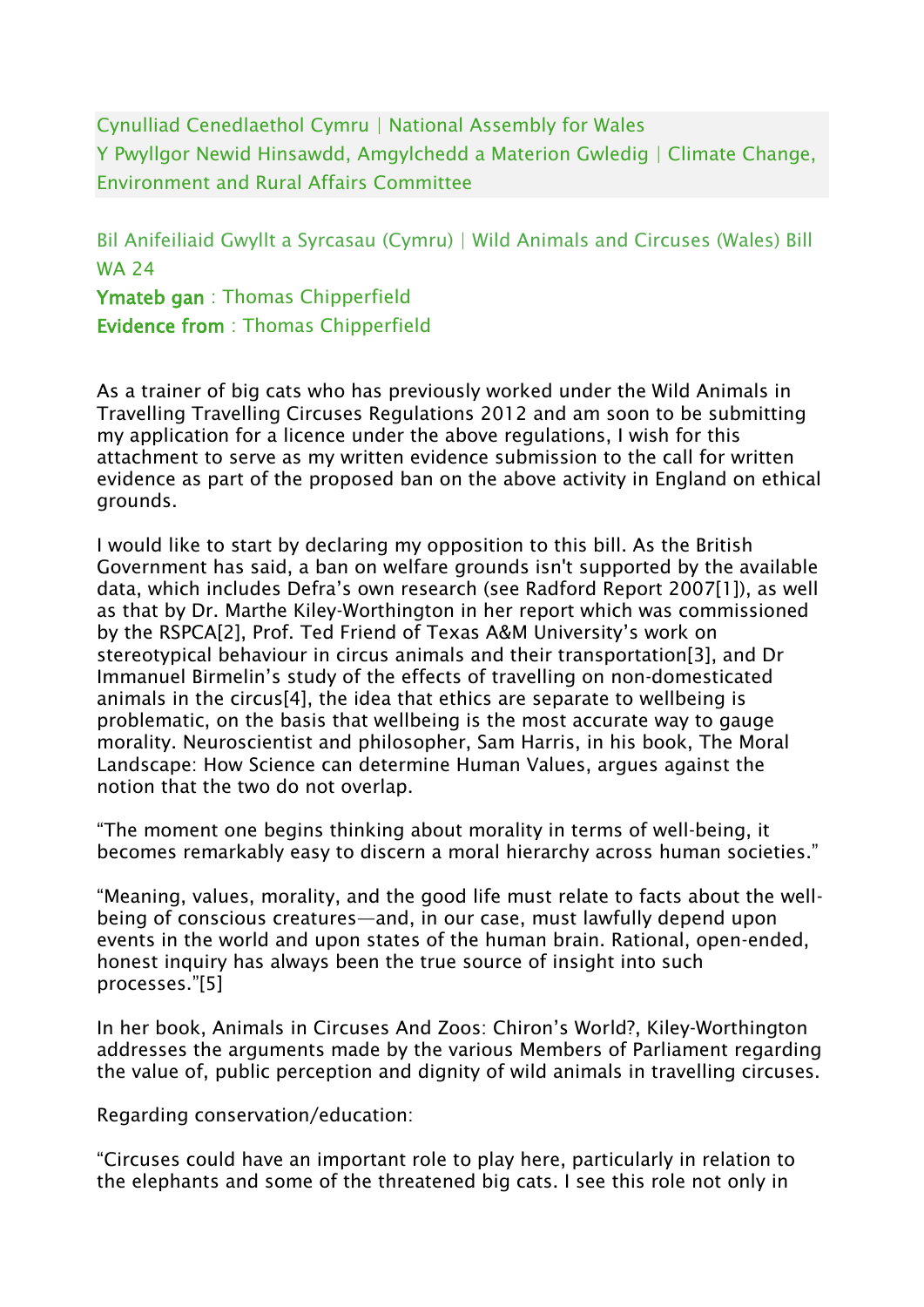Cynulliad Cenedlaethol Cymru | National Assembly for Wales
Y Pwyllgor Newid Hinsawdd, Amgylchedd a Materion Gwledig | Climate Change, Environment and Rural Affairs Committee

Bil Anifeiliaid Gwyllt a Syrcasau (Cymru) | Wild Animals and Circuses (Wales) Bill
WA 24
**Ymateb gan** : Thomas Chipperfield
**Evidence from** : Thomas Chipperfield

As a trainer of big cats who has previously worked under the Wild Animals in Travelling Travelling Circuses Regulations 2012 and am soon to be submitting my application for a licence under the above regulations, I wish for this attachment to serve as my written evidence submission to the call for written evidence as part of the proposed ban on the above activity in England on ethical grounds.

I would like to start by declaring my opposition to this bill. As the British Government has said, a ban on welfare grounds isn't supported by the available data, which includes Defra's own research (see Radford Report 2007[1]), as well as that by Dr. Marthe Kiley-Worthington in her report which was commissioned by the RSPCA[2], Prof. Ted Friend of Texas A&M University's work on stereotypical behaviour in circus animals and their transportation[3], and Dr Immanuel Birmelin's study of the effects of travelling on non-domesticated animals in the circus[4], the idea that ethics are separate to wellbeing is problematic, on the basis that wellbeing is the most accurate way to gauge morality. Neuroscientist and philosopher, Sam Harris, in his book, The Moral Landscape: How Science can determine Human Values, argues against the notion that the two do not overlap.

"The moment one begins thinking about morality in terms of well-being, it becomes remarkably easy to discern a moral hierarchy across human societies."

"Meaning, values, morality, and the good life must relate to facts about the well-being of conscious creatures—and, in our case, must lawfully depend upon events in the world and upon states of the human brain. Rational, open-ended, honest inquiry has always been the true source of insight into such processes."[5]

In her book, Animals in Circuses And Zoos: Chiron's World?, Kiley-Worthington addresses the arguments made by the various Members of Parliament regarding the value of, public perception and dignity of wild animals in travelling circuses.

Regarding conservation/education:

"Circuses could have an important role to play here, particularly in relation to the elephants and some of the threatened big cats. I see this role not only in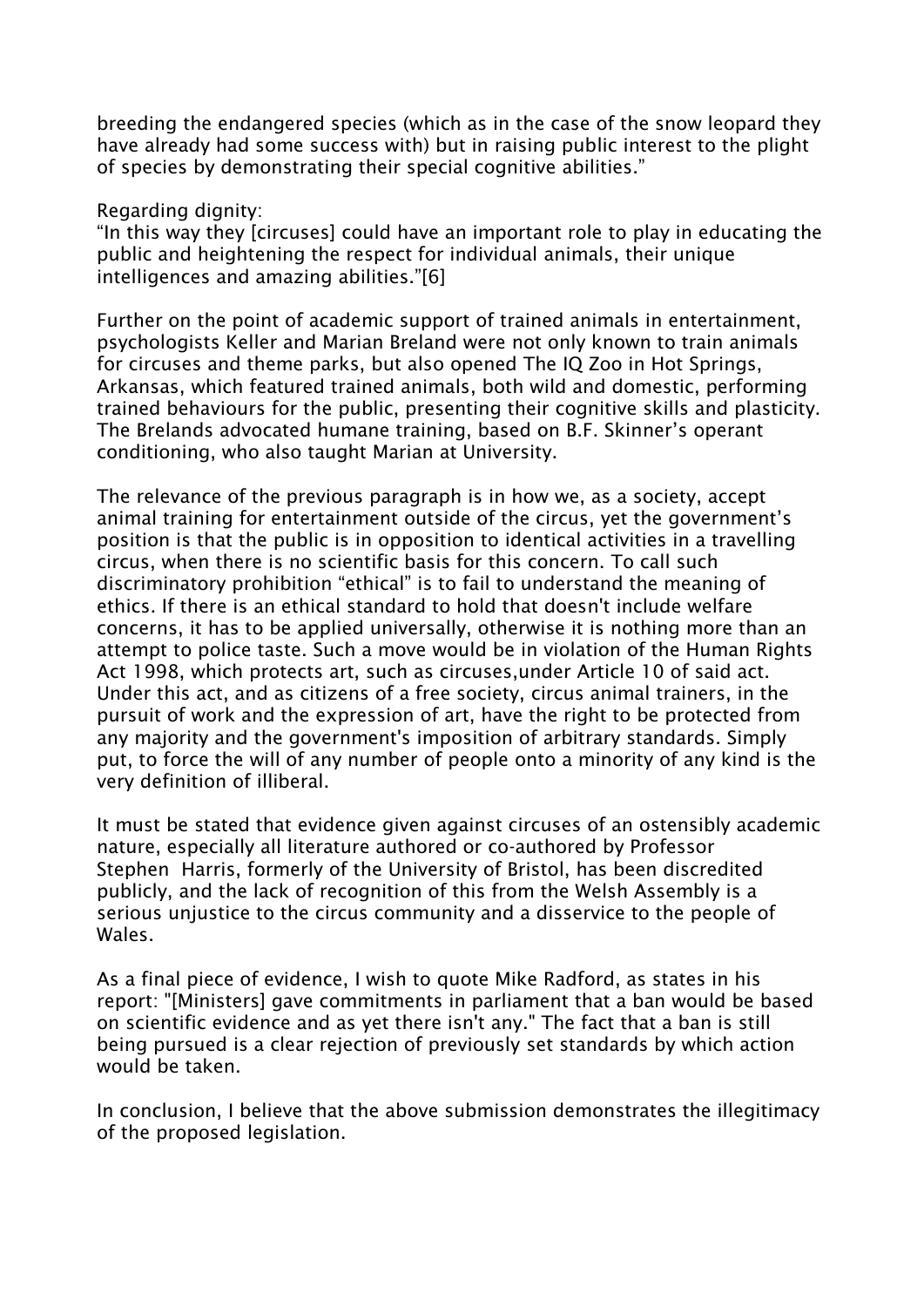breeding the endangered species (which as in the case of the snow leopard they have already had some success with) but in raising public interest to the plight of species by demonstrating their special cognitive abilities."

Regarding dignity:
"In this way they [circuses] could have an important role to play in educating the public and heightening the respect for individual animals, their unique intelligences and amazing abilities."[6]

Further on the point of academic support of trained animals in entertainment, psychologists Keller and Marian Breland were not only known to train animals for circuses and theme parks, but also opened The IQ Zoo in Hot Springs, Arkansas, which featured trained animals, both wild and domestic, performing trained behaviours for the public, presenting their cognitive skills and plasticity. The Brelands advocated humane training, based on B.F. Skinner's operant conditioning, who also taught Marian at University.

The relevance of the previous paragraph is in how we, as a society, accept animal training for entertainment outside of the circus, yet the government's position is that the public is in opposition to identical activities in a travelling circus, when there is no scientific basis for this concern. To call such discriminatory prohibition "ethical" is to fail to understand the meaning of ethics. If there is an ethical standard to hold that doesn't include welfare concerns, it has to be applied universally, otherwise it is nothing more than an attempt to police taste. Such a move would be in violation of the Human Rights Act 1998, which protects art, such as circuses,under Article 10 of said act. Under this act, and as citizens of a free society, circus animal trainers, in the pursuit of work and the expression of art, have the right to be protected from any majority and the government's imposition of arbitrary standards. Simply put, to force the will of any number of people onto a minority of any kind is the very definition of illiberal.

It must be stated that evidence given against circuses of an ostensibly academic nature, especially all literature authored or co-authored by Professor Stephen Harris, formerly of the University of Bristol, has been discredited publicly, and the lack of recognition of this from the Welsh Assembly is a serious unjustice to the circus community and a disservice to the people of Wales.

As a final piece of evidence, I wish to quote Mike Radford, as states in his report: "[Ministers] gave commitments in parliament that a ban would be based on scientific evidence and as yet there isn't any." The fact that a ban is still being pursued is a clear rejection of previously set standards by which action would be taken.

In conclusion, I believe that the above submission demonstrates the illegitimacy of the proposed legislation.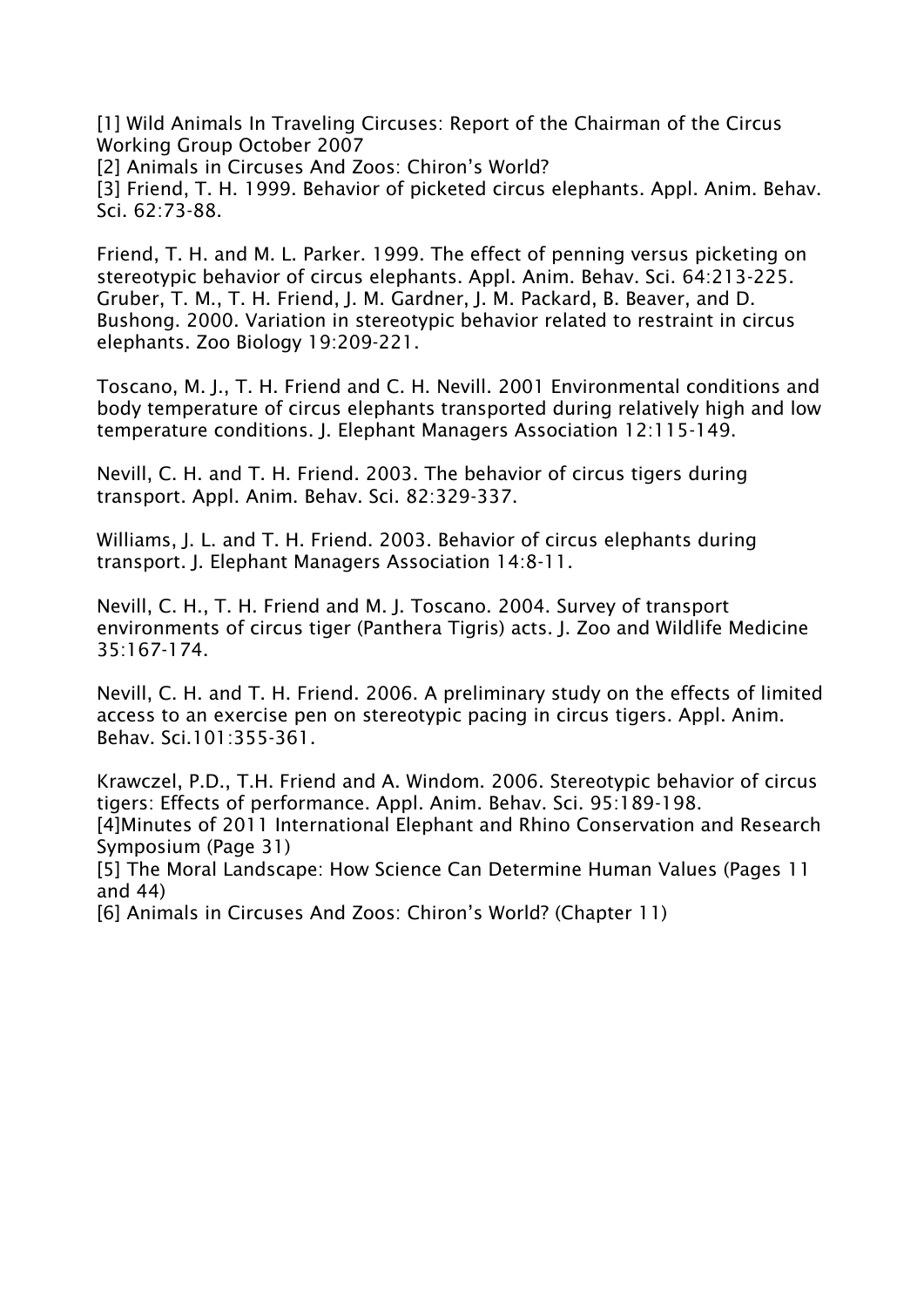[1] Wild Animals In Traveling Circuses: Report of the Chairman of the Circus Working Group October 2007
[2] Animals in Circuses And Zoos: Chiron's World?
[3] Friend, T. H. 1999. Behavior of picketed circus elephants. Appl. Anim. Behav. Sci. 62:73-88.

Friend, T. H. and M. L. Parker. 1999. The effect of penning versus picketing on stereotypic behavior of circus elephants. Appl. Anim. Behav. Sci. 64:213-225.
Gruber, T. M., T. H. Friend, J. M. Gardner, J. M. Packard, B. Beaver, and D. Bushong. 2000. Variation in stereotypic behavior related to restraint in circus elephants. Zoo Biology 19:209-221.

Toscano, M. J., T. H. Friend and C. H. Nevill. 2001 Environmental conditions and body temperature of circus elephants transported during relatively high and low temperature conditions. J. Elephant Managers Association 12:115-149.

Nevill, C. H. and T. H. Friend. 2003. The behavior of circus tigers during transport. Appl. Anim. Behav. Sci. 82:329-337.

Williams, J. L. and T. H. Friend. 2003. Behavior of circus elephants during transport. J. Elephant Managers Association 14:8-11.

Nevill, C. H., T. H. Friend and M. J. Toscano. 2004. Survey of transport environments of circus tiger (Panthera Tigris) acts. J. Zoo and Wildlife Medicine 35:167-174.

Nevill, C. H. and T. H. Friend. 2006. A preliminary study on the effects of limited access to an exercise pen on stereotypic pacing in circus tigers. Appl. Anim. Behav. Sci.101:355-361.

Krawczel, P.D., T.H. Friend and A. Windom. 2006. Stereotypic behavior of circus tigers: Effects of performance. Appl. Anim. Behav. Sci. 95:189-198.
[4]Minutes of 2011 International Elephant and Rhino Conservation and Research Symposium (Page 31)
[5] The Moral Landscape: How Science Can Determine Human Values (Pages 11 and 44)
[6] Animals in Circuses And Zoos: Chiron's World? (Chapter 11)